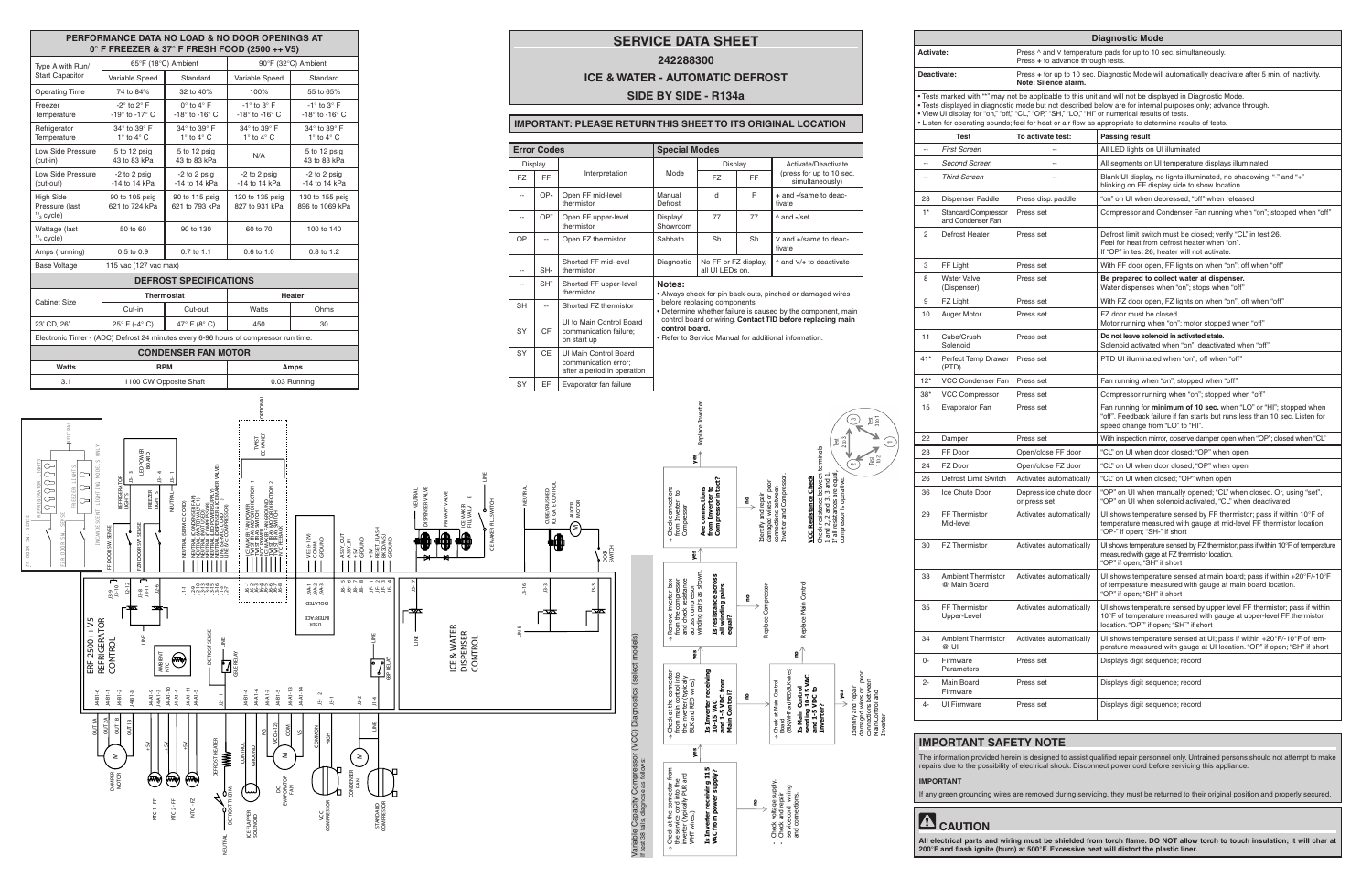# SERVICE DATA SHEET

## 242288300

## ICE & WATER - AUTOMATIC DEFROST

## SIDE BY SIDE - R134a

### IMPORTANT: PLEASE RETURN THIS SHEET TO ITS ORIGINAL LOCATION

### PERFORMANCE DATA NO LOAD & NO DOOR OPENINGS AT 0° F FREEZER & 37° F FRESH FOOD (2500 ++ V5)

| Type A with Run/ Start Capacitor | 65°F (18°C) Ambient | | 90°F (32°C) Ambient | |
|---|---|---|---|---|
| | Variable Speed | Standard | Variable Speed | Standard |
| Operating Time | 74 to 84% | 32 to 40% | 100% | 55 to 65% |
| Freezer Temperature | -2° to 2° F<br>-19° to -17° C | 0° to 4° F<br>-18° to -16° C | -1° to 3° F<br>-18° to -16° C | -1° to 3° F<br>-18° to -16° C |
| Refrigerator Temperature | 34° to 39° F<br>1° to 4° C | 34° to 39° F<br>1° to 4° C | 34° to 39° F<br>1° to 4° C | 34° to 39° F<br>1° to 4° C |
| Low Side Pressure (cut-in) | 5 to 12 psig<br>43 to 83 kPa | 5 to 12 psig<br>43 to 83 kPa | N/A | 5 to 12 psig<br>43 to 83 kPa |
| Low Side Pressure (cut-out) | -2 to 2 psig<br>-14 to 14 kPa | -2 to 2 psig<br>-14 to 14 kPa | -2 to 2 psig<br>-14 to 14 kPa | -2 to 2 psig<br>-14 to 14 kPa |
| High Side Pressure (last 1/3 cycle) | 90 to 105 psig<br>621 to 724 kPa | 90 to 115 psig<br>621 to 793 kPa | 120 to 135 psig<br>827 to 931 kPa | 130 to 155 psig<br>896 to 1069 kPa |
| Wattage (last 1/3 cycle) | 50 to 60 | 90 to 130 | 60 to 70 | 100 to 140 |
| Amps (running) | 0.5 to 0.9 | 0.7 to 1.1 | 0.6 to 1.0 | 0.8 to 1.2 |
| Base Voltage | 115 vac (127 vac max) | | | |

### DEFROST SPECIFICATIONS

| Cabinet Size | Thermostat | | Heater | |
|---|---|---|---|---|
| | Cut-in | Cut-out | Watts | Ohms |
| 23' CD, 26' | 25° F (-4° C) | 47° F (8° C) | 450 | 30 |

Electronic Timer - (ADC) Defrost 24 minutes every 6-96 hours of compressor run time.

### CONDENSER FAN MOTOR

| Watts | RPM | Amps |
|---|---|---|
| 3.1 | 1100 CW Opposite Shaft | 0.03 Running |

### Error Codes

| Display FZ | Display FF | Interpretation |
|---|---|---|
| -- | OP- | Open FF mid-level thermistor |
| -- | OP^ | Open FF upper-level thermistor |
| OP | -- | Open FZ thermistor |
| -- | SH- | Shorted FF mid-level thermistor |
| -- | SH^ | Shorted FF upper-level thermistor |
| SH | -- | Shorted FZ thermistor |
| SY | CF | UI to Main Control Board communication failure; on start up |
| SY | CE | UI Main Control Board communication error; after a period in operation |
| SY | EF | Evaporator fan failure |

### Special Modes

| Mode | Display FZ | Display FF | Activate/Deactivate (press for up to 10 sec. simultaneously) |
|---|---|---|---|
| Manual Defrost | d | F | + and -/same to deactivate |
| Display/ Showroom | 77 | 77 | ^ and -/set |
| Sabbath | Sb | Sb | v and +/same to deactivate |
| Diagnostic | No FF or FZ display, all UI LEDs on. | | ^ and v/+ to deactivate |

**Notes:**

- Always check for pin back-outs, pinched or damaged wires before replacing components.
- Determine whether failure is caused by the component, main control board or wiring. **Contact TID before replacing main control board.**
- Refer to Service Manual for additional information.

### Diagnostic Mode

**Activate:** Press ^ and v temperature pads for up to 10 sec. simultaneously. Press + to advance through tests.

**Deactivate:** Press + for up to 10 sec. Diagnostic Mode will automatically deactivate after 5 min. of inactivity. **Note: Silence alarm.**

- Tests marked with "*" may not be applicable to this unit and will not be displayed in Diagnostic Mode.
- Tests displayed in diagnostic mode but not described below are for internal purposes only; advance through.
- View UI display for "on," "off," "CL," "OP," "SH," "LO," "HI" or numerical results of tests.
- Listen for operating sounds; feel for heat or air flow as appropriate to determine results of tests.

| | Test | To activate test: | Passing result |
|---|---|---|---|
| -- | *First Screen* | -- | All LED lights on UI illuminated |
| -- | *Second Screen* | -- | All segments on UI temperature displays illuminated |
| -- | *Third Screen* | -- | Blank UI display, no lights illuminated, no shadowing; "-" and "+" blinking on FF display side to show location. |
| 28 | Dispenser Paddle | Press disp. paddle | "on" on UI when depressed; "off" when released |
| 1* | Standard Compressor and Condenser Fan | Press set | Compressor and Condenser Fan running when "on"; stopped when "off" |
| 2 | Defrost Heater | Press set | Defrost limit switch must be closed; verify "CL" in test 26. Feel for heat from defrost heater when "on". If "OP" in test 26, heater will not activate. |
| 3 | FF Light | Press set | With FF door open, FF lights on when "on"; off when "off" |
| 8 | Water Valve (Dispenser) | Press set | **Be prepared to collect water at dispenser.** Water dispenses when "on"; stops when "off" |
| 9 | FZ Light | Press set | With FZ door open, FZ lights on when "on", off when "off" |
| 10 | Auger Motor | Press set | FZ door must be closed. Motor running when "on"; motor stopped when "off" |
| 11 | Cube/Crush Solenoid | Press set | **Do not leave solenoid in activated state.** Solenoid activated when "on"; deactivated when "off" |
| 41* | Perfect Temp Drawer (PTD) | Press set | PTD UI illuminated when "on", off when "off" |
| 12* | VCC Condenser Fan | Press set | Fan running when "on"; stopped when "off" |
| 38* | VCC Compressor | Press set | Compressor running when "on"; stopped when "off" |
| 15 | Evaporator Fan | Press set | Fan running for **minimum of 10 sec.** when "LO" or "HI"; stopped when "off". Feedback failure if fan starts but runs less than 10 sec. Listen for speed change from "LO" to "HI". |
| 22 | Damper | Press set | With inspection mirror, observe damper open when "OP"; closed when "CL" |
| 23 | FF Door | Open/close FF door | "CL" on UI when door closed; "OP" when open |
| 24 | FZ Door | Open/close FZ door | "CL" on UI when door closed; "OP" when open |
| 26 | Defrost Limit Switch | Activates automatically | "CL" on UI when closed; "OP" when open |
| 36 | Ice Chute Door | Depress ice chute door or press set | "OP" on UI when manually opened; "CL" when closed. Or, using "set", "OP" on UI when solenoid activated, "CL" when deactivated |
| 29 | FF Thermistor Mid-level | Activates automatically | UI shows temperature sensed by FF thermistor; pass if within 10°F of temperature measured with gauge at mid-level FF thermistor location. "OP-" if open; "SH-" if short |
| 30 | FZ Thermistor | Activates automatically | UI shows temperature sensed by FZ thermistor; pass if within 10°F of temperature measured with gage at FZ thermistor location. "OP" if open; "SH" if short |
| 33 | Ambient Thermistor @ Main Board | Activates automatically | UI shows temperature sensed at main board; pass if within +20°F/-10°F of temperature measured with gauge at main board location. "OP" if open; "SH" if short |
| 35 | FF Thermistor Upper-Level | Activates automatically | UI shows temperature sensed by upper level FF thermistor; pass if within 10°F of temperature measured with gauge at upper-level FF thermistor location. "OP^" if open; "SH^" if short |
| 34 | Ambient Thermistor @ UI | Activates automatically | UI shows temperature sensed at UI; pass if within +20°F/-10°F of temperature measured with gauge at UI location. "OP" if open; "SH" if short |
| 0- | Firmware Parameters | Press set | Displays digit sequence; record |
| 2- | Main Board Firmware | Press set | Displays digit sequence; record |
| 4- | UI Firmware | Press set | Displays digit sequence; record |

### Variable Capacity Compressor (VCC) Diagnostics (select models)

If test 38 fails, diagnose as follows:

- Check at the connector from the service cord into the inverter (typically PUR and WHT wires.) **Is Inverter receiving 115 VAC from power supply?**
  - no: Check voltage supply. Check and repair service cord wiring and connections.
  - yes: Check at the connector from main control into the inverter (typically BLK and RED wires). **Is Inverter receiving 10-15 VAC and 1-5 VDC from Main Control?**
    - no: Check at Main Control board (BN/WHT and RED/BLK wires) **Is Main Control sending 10-15 VAC and 1-5 VDC to Inverter?**
      - no: Replace Main Control
      - yes: Identify and repair damaged wires or poor connections between Main Control and Inverter
    - yes: Remove inverter box from the compressor and check resistance across the compressor winding pairs as shown. **Is resistance across all winding pairs equal?**
      - no: Replace Compressor
      - yes: Check connections from Inverter to Compressor. **Are connections from Inverter to Compressor intact?**
        - no: Identify and repair damaged wires or poor connections between Inverter and Compressor.
        - yes: Replace Inverter

**VCC Resistance Check**
Check resistance between terminals 1 and 2, 2 and 3, 3 and 1. If all resistances are equal, compressor is operative.

### IMPORTANT SAFETY NOTE

The information provided herein is designed to assist qualified repair personnel only. Untrained persons should not attempt to make repairs due to the possibility of electrical shock. Disconnect power cord before servicing this appliance.

**IMPORTANT**

If any green grounding wires are removed during servicing, they must be returned to their original position and properly secured.

### CAUTION

**All electrical parts and wiring must be shielded from torch flame. DO NOT allow torch to touch insulation; it will char at 200°F and flash ignite (burn) at 500°F. Excessive heat will distort the plastic liner.**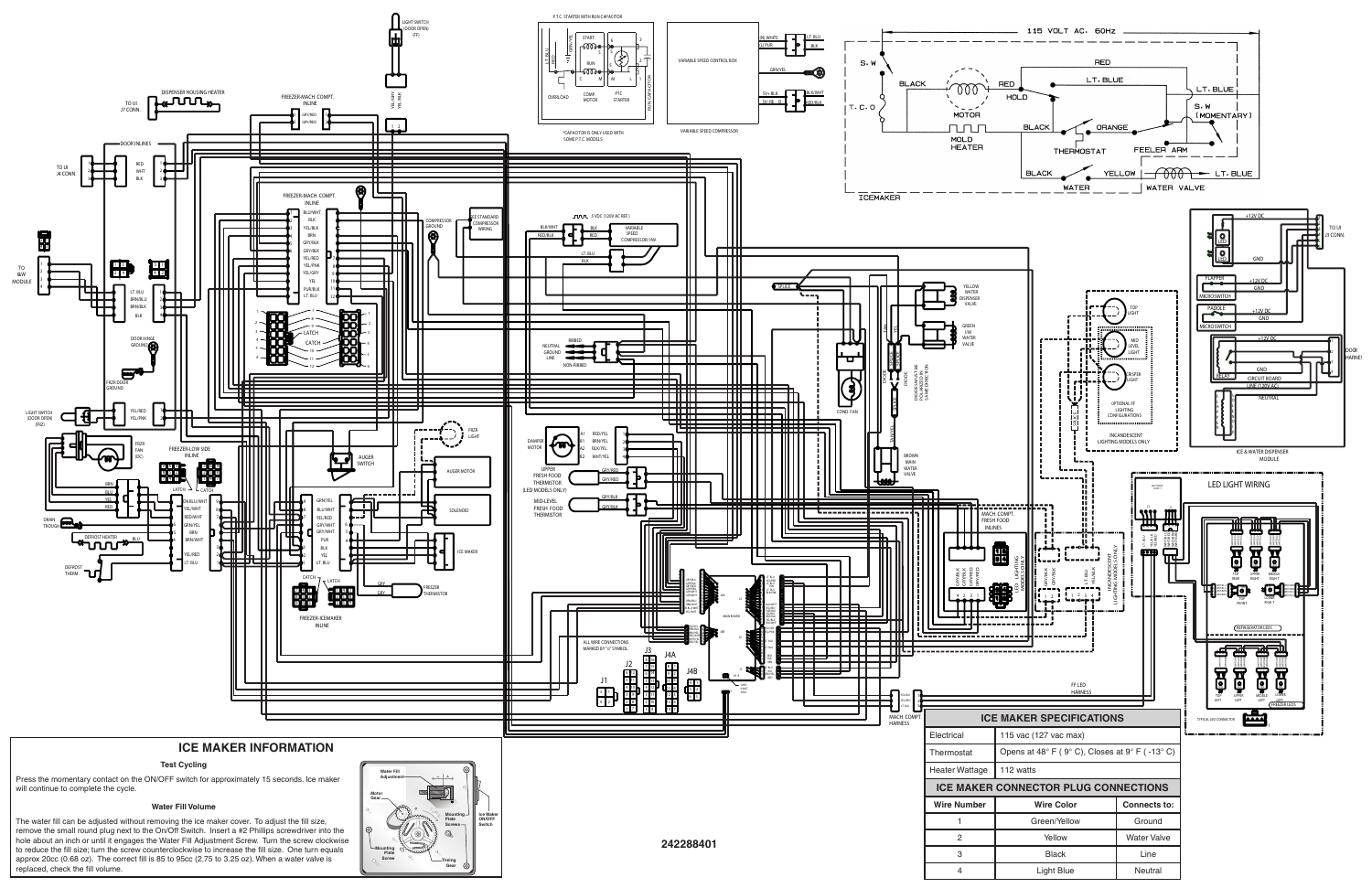## ICE MAKER INFORMATION

**Test Cycling**

Press the momentary contact on the ON/OFF switch for approximately 15 seconds. Ice maker will continue to complete the cycle.

**Water Fill Volume**

The water fill can be adjusted without removing the ice maker cover. To adjust the fill size, remove the small round plug next to the On/Off Switch. Insert a #2 Phillips screwdriver into the hole about an inch or until it engages the Water Fill Adjustment Screw. Turn the screw clockwise to reduce the fill size; turn the screw counterclockwise to increase the fill size. One turn equals approx 20cc (0.68 oz). The correct fill is 85 to 95cc (2.75 to 3.25 oz). When a water valve is replaced, check the fill volume.

Water Fill Adjustment
Motor Gear
Mounting Plate Screws
Ice Maker ON/OFF Switch
Mounting Plate Screw
Timing Gear

242288401

## ICE MAKER SPECIFICATIONS

| | |
|---|---|
| Electrical | 115 vac (127 vac max) |
| Thermostat | Opens at 48° F ( 9° C), Closes at 9° F ( -13° C) |
| Heater Wattage | 112 watts |

## ICE MAKER CONNECTOR PLUG CONNECTIONS

| Wire Number | Wire Color | Connects to: |
|---|---|---|
| 1 | Green/Yellow | Ground |
| 2 | Yellow | Water Valve |
| 3 | Black | Line |
| 4 | Light Blue | Neutral |